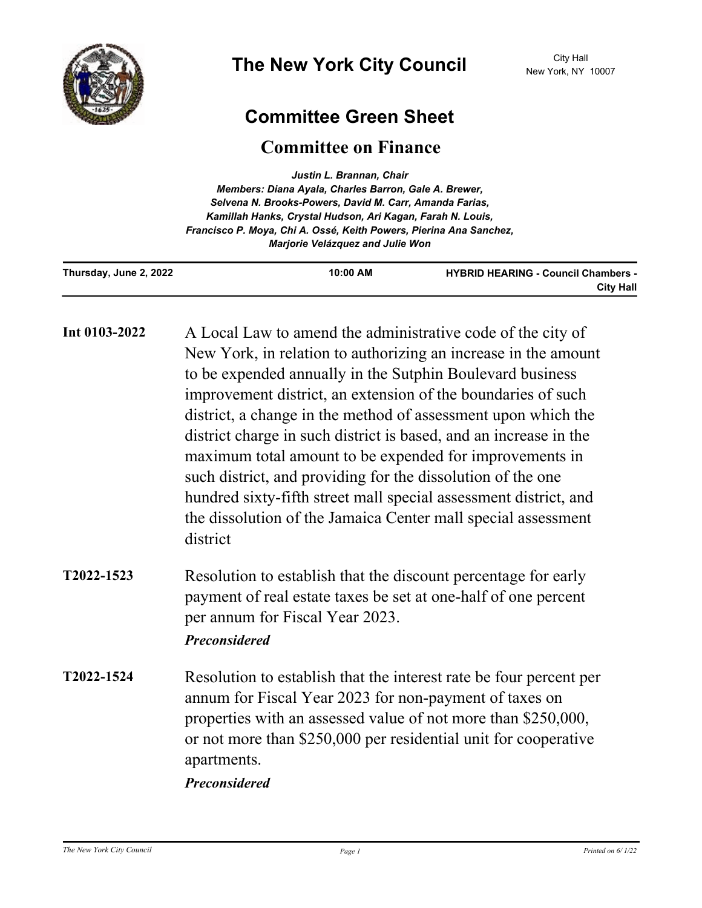# The New York City Council

City Hall
New York, NY 10007

## Committee Green Sheet

## Committee on Finance

*Justin L. Brannan, Chair*
*Members: Diana Ayala, Charles Barron, Gale A. Brewer, Selvena N. Brooks-Powers, David M. Carr, Amanda Farias, Kamillah Hanks, Crystal Hudson, Ari Kagan, Farah N. Louis, Francisco P. Moya, Chi A. Ossé, Keith Powers, Pierina Ana Sanchez, Marjorie Velázquez and Julie Won*

| Thursday, June 2, 2022 | 10:00 AM | HYBRID HEARING - Council Chambers - City Hall |
|---|---|---|

**Int 0103-2022** A Local Law to amend the administrative code of the city of New York, in relation to authorizing an increase in the amount to be expended annually in the Sutphin Boulevard business improvement district, an extension of the boundaries of such district, a change in the method of assessment upon which the district charge in such district is based, and an increase in the maximum total amount to be expended for improvements in such district, and providing for the dissolution of the one hundred sixty-fifth street mall special assessment district, and the dissolution of the Jamaica Center mall special assessment district

**T2022-1523** Resolution to establish that the discount percentage for early payment of real estate taxes be set at one-half of one percent per annum for Fiscal Year 2023.

***Preconsidered***

**T2022-1524** Resolution to establish that the interest rate be four percent per annum for Fiscal Year 2023 for non-payment of taxes on properties with an assessed value of not more than $250,000, or not more than $250,000 per residential unit for cooperative apartments.

***Preconsidered***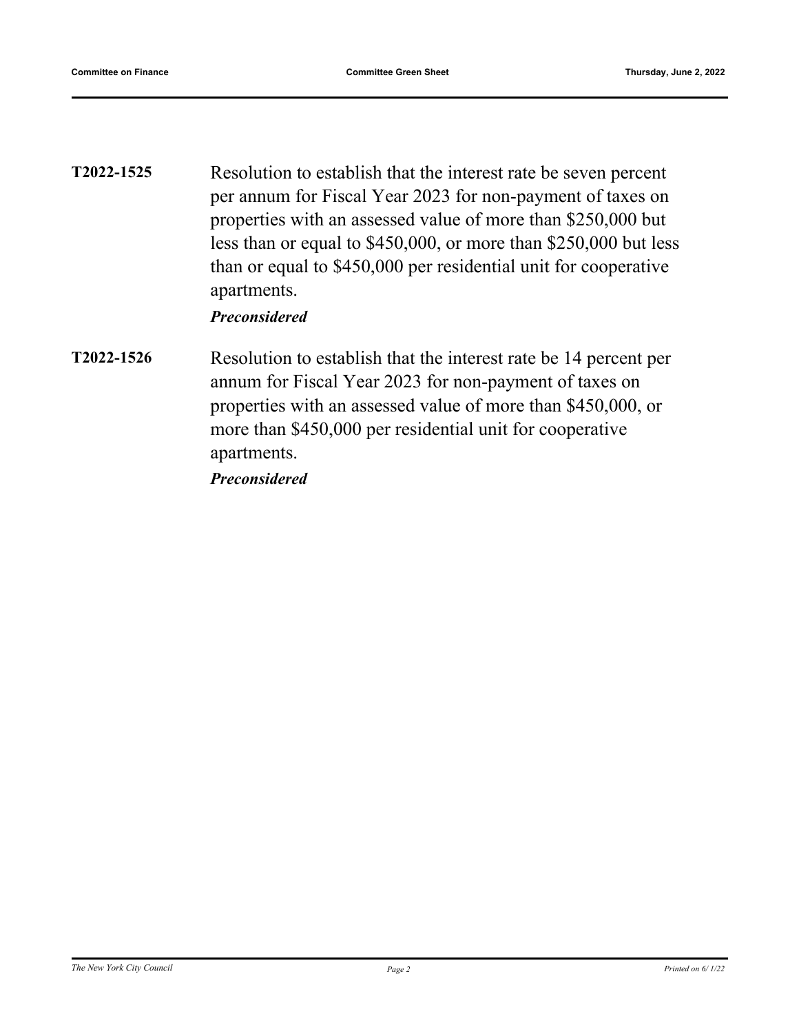**T2022-1525**

Resolution to establish that the interest rate be seven percent per annum for Fiscal Year 2023 for non-payment of taxes on properties with an assessed value of more than $250,000 but less than or equal to $450,000, or more than $250,000 but less than or equal to $450,000 per residential unit for cooperative apartments.

***Preconsidered***

**T2022-1526**

Resolution to establish that the interest rate be 14 percent per annum for Fiscal Year 2023 for non-payment of taxes on properties with an assessed value of more than $450,000, or more than $450,000 per residential unit for cooperative apartments.

***Preconsidered***